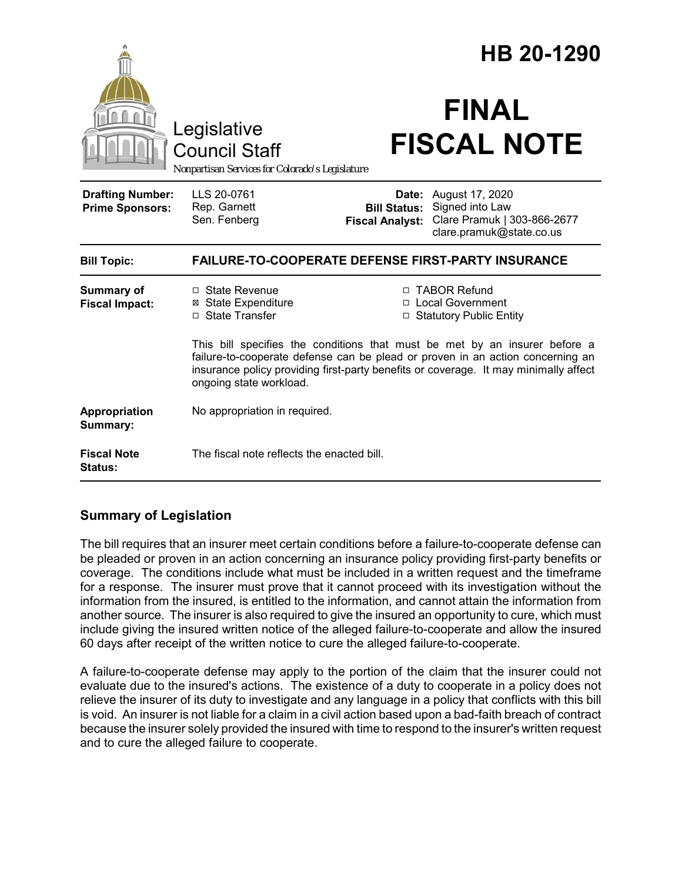# HB 20-1290

Legislative Council Staff

*Nonpartisan Services for Colorado's Legislature*

# FINAL FISCAL NOTE

| | | | |
|---|---|---|---|
| **Drafting Number:** | LLS 20-0761 | **Date:** | August 17, 2020 |
| **Prime Sponsors:** | Rep. Garnett<br>Sen. Fenberg | **Bill Status:** | Signed into Law |
| | | **Fiscal Analyst:** | Clare Pramuk \| 303-866-2677<br>clare.pramuk@state.co.us |

| | |
|---|---|
| **Bill Topic:** | **FAILURE-TO-COOPERATE DEFENSE FIRST-PARTY INSURANCE** |
| **Summary of Fiscal Impact:** | ☐ State Revenue<br>☒ State Expenditure<br>☐ State Transfer<br>☐ TABOR Refund<br>☐ Local Government<br>☐ Statutory Public Entity<br><br>This bill specifies the conditions that must be met by an insurer before a failure-to-cooperate defense can be plead or proven in an action concerning an insurance policy providing first-party benefits or coverage. It may minimally affect ongoing state workload. |
| **Appropriation Summary:** | No appropriation in required. |
| **Fiscal Note Status:** | The fiscal note reflects the enacted bill. |

## Summary of Legislation

The bill requires that an insurer meet certain conditions before a failure-to-cooperate defense can be pleaded or proven in an action concerning an insurance policy providing first-party benefits or coverage. The conditions include what must be included in a written request and the timeframe for a response. The insurer must prove that it cannot proceed with its investigation without the information from the insured, is entitled to the information, and cannot attain the information from another source. The insurer is also required to give the insured an opportunity to cure, which must include giving the insured written notice of the alleged failure-to-cooperate and allow the insured 60 days after receipt of the written notice to cure the alleged failure-to-cooperate.

A failure-to-cooperate defense may apply to the portion of the claim that the insurer could not evaluate due to the insured's actions. The existence of a duty to cooperate in a policy does not relieve the insurer of its duty to investigate and any language in a policy that conflicts with this bill is void. An insurer is not liable for a claim in a civil action based upon a bad-faith breach of contract because the insurer solely provided the insured with time to respond to the insurer's written request and to cure the alleged failure to cooperate.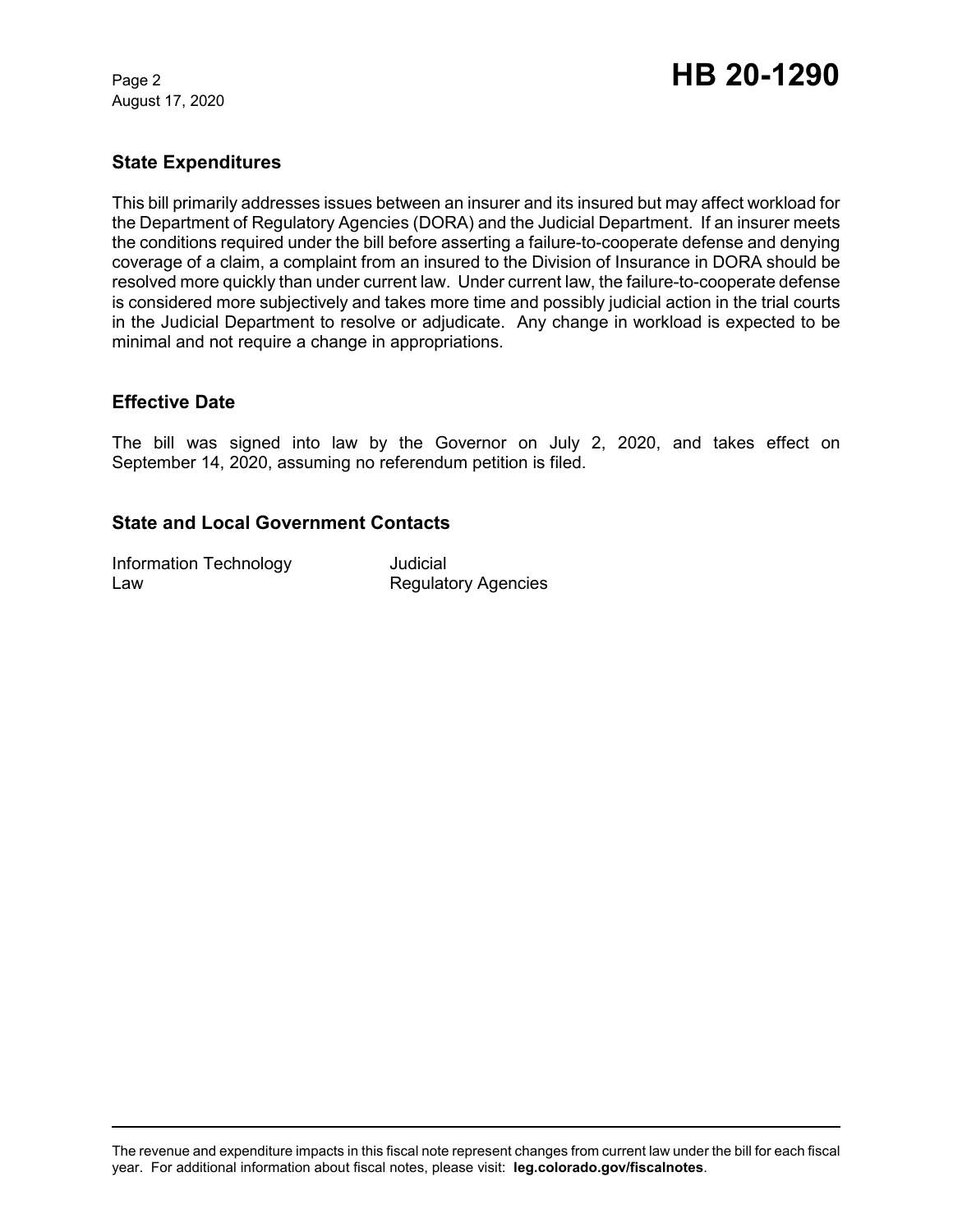## State Expenditures

This bill primarily addresses issues between an insurer and its insured but may affect workload for the Department of Regulatory Agencies (DORA) and the Judicial Department. If an insurer meets the conditions required under the bill before asserting a failure-to-cooperate defense and denying coverage of a claim, a complaint from an insured to the Division of Insurance in DORA should be resolved more quickly than under current law. Under current law, the failure-to-cooperate defense is considered more subjectively and takes more time and possibly judicial action in the trial courts in the Judicial Department to resolve or adjudicate. Any change in workload is expected to be minimal and not require a change in appropriations.

## Effective Date

The bill was signed into law by the Governor on July 2, 2020, and takes effect on September 14, 2020, assuming no referendum petition is filed.

## State and Local Government Contacts

| | |
|---|---|
| Information Technology | Judicial |
| Law | Regulatory Agencies |

The revenue and expenditure impacts in this fiscal note represent changes from current law under the bill for each fiscal year. For additional information about fiscal notes, please visit: **leg.colorado.gov/fiscalnotes**.